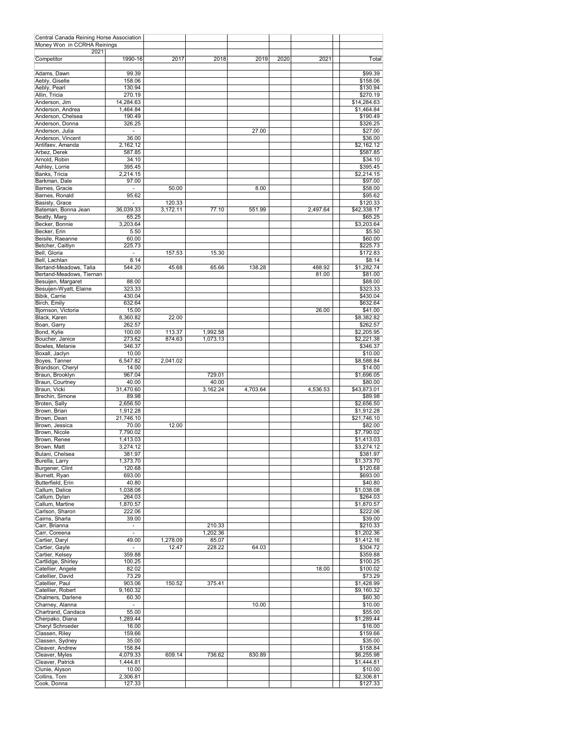Central Canada Reining Horse Association

Money Won in CCRHA Reinings

2021

| Competitor | 1990-16 | 2017 | 2018 | 2019 | 2020 | 2021 | Total |
|---|---|---|---|---|---|---|---|
| Adams, Dawn | 99.39 | | | | | | $99.39 |
| Aebly, Giselle | 158.06 | | | | | | $158.06 |
| Aebly, Pearl | 130.94 | | | | | | $130.94 |
| Allin, Tricia | 270.19 | | | | | | $270.19 |
| Anderson, Jim | 14,284.63 | | | | | | $14,284.63 |
| Anderson, Andrea | 1,464.84 | | | | | | $1,464.84 |
| Anderson, Chelsea | 190.49 | | | | | | $190.49 |
| Anderson, Donna | 326.25 | | | | | | $326.25 |
| Anderson, Julia | - | | | 27.00 | | | $27.00 |
| Anderson, Vincent | 36.00 | | | | | | $36.00 |
| Antifaev, Amanda | 2,162.12 | | | | | | $2,162.12 |
| Arbez, Derek | 587.85 | | | | | | $587.85 |
| Arnold, Robin | 34.10 | | | | | | $34.10 |
| Ashley, Lorrie | 395.45 | | | | | | $395.45 |
| Banks, Tricia | 2,214.15 | | | | | | $2,214.15 |
| Barkman, Dale | 97.00 | | | | | | $97.00 |
| Barnes, Gracie | - | 50.00 | | 8.00 | | | $58.00 |
| Barnes, Ronald | 95.62 | | | | | | $95.62 |
| Basisty, Grace | - | 120.33 | | | | | $120.33 |
| Bateman, Bonna Jean | 36,039.33 | 3,172.11 | 77.10 | 551.99 | | 2,497.64 | $42,338.17 |
| Beatty, Marg | 65.25 | | | | | | $65.25 |
| Becker, Bonnie | 3,203.64 | | | | | | $3,203.64 |
| Becker, Erin | 5.50 | | | | | | $5.50 |
| Beisile, Raeanne | 60.00 | | | | | | $60.00 |
| Betcher, Caitlyn | 225.73 | | | | | | $225.73 |
| Bell, Gloria | - | 157.53 | 15.30 | | | | $172.83 |
| Bell, Lachlan | 8.14 | | | | | | $8.14 |
| Bertand-Meadows, Talia | 544.20 | 45.68 | 65.66 | 138.28 | | 488.92 | $1,282.74 |
| Bertand-Meadows, Tiernan | | | | | | 81.00 | $81.00 |
| Besuijen, Margaret | 88.00 | | | | | | $88.00 |
| Besuijen-Wyatt, Elaine | 323.33 | | | | | | $323.33 |
| Bibik, Carrie | 430.04 | | | | | | $430.04 |
| Birch, Emily | 632.64 | | | | | | $632.64 |
| Bjornson, Victoria | 15.00 | | | | | 26.00 | $41.00 |
| Black, Karen | 8,360.82 | 22.00 | | | | | $8,382.82 |
| Boan, Garry | 262.57 | | | | | | $262.57 |
| Bond, Kylie | 100.00 | 113.37 | 1,992.58 | | | | $2,205.95 |
| Boucher, Janice | 273.62 | 874.63 | 1,073.13 | | | | $2,221.38 |
| Bowles, Melanie | 346.37 | | | | | | $346.37 |
| Boxall, Jaclyn | 10.00 | | | | | | $10.00 |
| Boyes, Tanner | 6,547.82 | 2,041.02 | | | | | $8,588.84 |
| Brandson, Cheryl | 14.00 | | | | | | $14.00 |
| Braun, Brooklyn | 967.04 | | 729.01 | | | | $1,696.05 |
| Braun, Courtney | 40.00 | | 40.00 | | | | $80.00 |
| Braun, Vicki | 31,470.60 | | 3,162.24 | 4,703.64 | | 4,536.53 | $43,873.01 |
| Brechin, Simone | 89.98 | | | | | | $89.98 |
| Broten, Sally | 2,656.50 | | | | | | $2,656.50 |
| Brown, Brian | 1,912.28 | | | | | | $1,912.28 |
| Brown, Dean | 21,746.10 | | | | | | $21,746.10 |
| Brown, Jessica | 70.00 | 12.00 | | | | | $82.00 |
| Brown, Nicole | 7,790.02 | | | | | | $7,790.02 |
| Brown, Renee | 1,413.03 | | | | | | $1,413.03 |
| Brown. Matt | 3,274.12 | | | | | | $3,274.12 |
| Bulani, Chelsea | 381.97 | | | | | | $381.97 |
| Burella, Larry | 1,373.70 | | | | | | $1,373.70 |
| Burgener, Clint | 120.68 | | | | | | $120.68 |
| Burnett, Ryan | 693.00 | | | | | | $693.00 |
| Butterfield, Erin | 40.80 | | | | | | $40.80 |
| Callum, Dalice | 1,038.08 | | | | | | $1,038.08 |
| Callum, Dylan | 264.03 | | | | | | $264.03 |
| Callum, Martine | 1,870.57 | | | | | | $1,870.57 |
| Carlson, Sharon | 222.06 | | | | | | $222.06 |
| Cairns, Sharla | 39.00 | | | | | | $39.00 |
| Carr, Brianna | - | | 210.33 | | | | $210.33 |
| Carr, Coreena | - | | 1,202.36 | | | | $1,202.36 |
| Cartier, Daryl | 49.00 | 1,278.09 | 85.07 | | | | $1,412.16 |
| Cartier, Gayle | - | 12.47 | 228.22 | 64.03 | | | $304.72 |
| Cartier, Kelsey | 359.88 | | | | | | $359.88 |
| Cartlidge, Shirley | 100.25 | | | | | | $100.25 |
| Catellier, Angele | 82.02 | | | | | 18.00 | $100.02 |
| Catellier, David | 73.29 | | | | | | $73.29 |
| Catellier, Paul | 903.06 | 150.52 | 375.41 | | | | $1,428.99 |
| Catellier, Robert | 9,160.32 | | | | | | $9,160.32 |
| Chalmers, Darlene | 60.30 | | | | | | $60.30 |
| Charney, Alanna | - | | | 10.00 | | | $10.00 |
| Chartrand, Candace | 55.00 | | | | | | $55.00 |
| Cherpako, Diana | 1,289.44 | | | | | | $1,289.44 |
| Cheryl Schroeder | 16.00 | | | | | | $16.00 |
| Classen, Riley | 159.66 | | | | | | $159.66 |
| Classen, Sydney | 35.00 | | | | | | $35.00 |
| Cleaver, Andrew | 158.84 | | | | | | $158.84 |
| Cleaver, Myles | 4,079.33 | 609.14 | 736.62 | 830.89 | | | $6,255.98 |
| Cleaver, Patrick | 1,444.81 | | | | | | $1,444.81 |
| Clunie, Alyson | 10.00 | | | | | | $10.00 |
| Collins, Tom | 2,306.81 | | | | | | $2,306.81 |
| Cook, Donna | 127.33 | | | | | | $127.33 |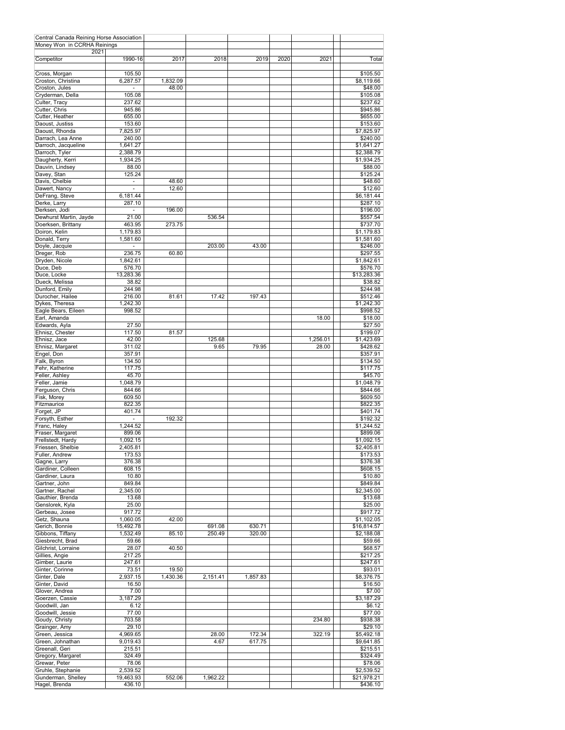| Central Canada Reining Horse Association | | | | | | | | |
|---|---|---|---|---|---|---|---|---|
| Money Won in CCRHA Reinings | | | | | | | | |
| 2021 | | | | | | | | |
| Competitor | 1990-16 | 2017 | 2018 | 2019 | 2020 | 2021 | | Total |
| Cross, Morgan | 105.50 | | | | | | | $105.50 |
| Croston, Christina | 6,287.57 | 1,832.09 | | | | | | $8,119.66 |
| Croston, Jules | - | 48.00 | | | | | | $48.00 |
| Cryderman, Della | 105.08 | | | | | | | $105.08 |
| Culter, Tracy | 237.62 | | | | | | | $237.62 |
| Cutter, Chris | 945.86 | | | | | | | $945.86 |
| Cutter, Heather | 655.00 | | | | | | | $655.00 |
| Daoust, Justiss | 153.60 | | | | | | | $153.60 |
| Daoust, Rhonda | 7,825.97 | | | | | | | $7,825.97 |
| Darrach, Lea Anne | 240.00 | | | | | | | $240.00 |
| Darroch, Jacqueline | 1,641.27 | | | | | | | $1,641.27 |
| Darroch, Tyler | 2,388.79 | | | | | | | $2,388.79 |
| Daugherty, Kerri | 1,934.25 | | | | | | | $1,934.25 |
| Dauvin, Lindsey | 88.00 | | | | | | | $88.00 |
| Davey, Stan | 125.24 | | | | | | | $125.24 |
| Davis, Chelbie | - | 48.60 | | | | | | $48.60 |
| Dawert, Nancy | - | 12.60 | | | | | | $12.60 |
| DeFrang, Steve | 6,181.44 | | | | | | | $6,181.44 |
| Derke, Larry | 287.10 | | | | | | | $287.10 |
| Derksen, Jodi | - | 196.00 | | | | | | $196.00 |
| Dewhurst Martin, Jayde | 21.00 | | 536.54 | | | | | $557.54 |
| Doerksen, Brittany | 463.95 | 273.75 | | | | | | $737.70 |
| Doiron, Kelin | 1,179.83 | | | | | | | $1,179.83 |
| Donald, Terry | 1,581.60 | | | | | | | $1,581.60 |
| Doyle, Jacquie | - | | 203.00 | 43.00 | | | | $246.00 |
| Dreger, Rob | 236.75 | 60.80 | | | | | | $297.55 |
| Dryden, Nicole | 1,842.61 | | | | | | | $1,842.61 |
| Duce, Deb | 576.70 | | | | | | | $576.70 |
| Duce, Locke | 13,283.36 | | | | | | | $13,283.36 |
| Dueck, Melissa | 38.82 | | | | | | | $38.82 |
| Dunford, Emily | 244.98 | | | | | | | $244.98 |
| Durocher, Hailee | 216.00 | 81.61 | 17.42 | 197.43 | | | | $512.46 |
| Dykes, Theresa | 1,242.30 | | | | | | | $1,242.30 |
| Eagle Bears, Eileen | 998.52 | | | | | | | $998.52 |
| Earl, Amanda | | | | | | 18.00 | | $18.00 |
| Edwards, Ayla | 27.50 | | | | | | | $27.50 |
| Ehnisz, Chester | 117.50 | 81.57 | | | | | | $199.07 |
| Ehnisz, Jace | 42.00 | | 125.68 | | | 1,256.01 | | $1,423.69 |
| Ehnisz, Margaret | 311.02 | | 9.65 | 79.95 | | 28.00 | | $428.62 |
| Engel, Don | 357.91 | | | | | | | $357.91 |
| Falk, Byron | 134.50 | | | | | | | $134.50 |
| Fehr, Katherine | 117.75 | | | | | | | $117.75 |
| Feller, Ashley | 45.70 | | | | | | | $45.70 |
| Feller, Jamie | 1,048.79 | | | | | | | $1,048.79 |
| Ferguson, Chris | 844.66 | | | | | | | $844.66 |
| Fisk, Morey | 609.50 | | | | | | | $609.50 |
| Fitzmaurice | 822.35 | | | | | | | $822.35 |
| Forget, JP | 401.74 | | | | | | | $401.74 |
| Forsyth, Esther | - | 192.32 | | | | | | $192.32 |
| Franc, Haley | 1,244.52 | | | | | | | $1,244.52 |
| Fraser, Margaret | 899.06 | | | | | | | $899.06 |
| Frellstedt, Hardy | 1,092.15 | | | | | | | $1,092.15 |
| Friessen, Shelbie | 2,405.81 | | | | | | | $2,405.81 |
| Fuller, Andrew | 173.53 | | | | | | | $173.53 |
| Gagne, Larry | 376.38 | | | | | | | $376.38 |
| Gardiner, Colleen | 608.15 | | | | | | | $608.15 |
| Gardiner, Laura | 10.80 | | | | | | | $10.80 |
| Gartner, John | 849.84 | | | | | | | $849.84 |
| Gartner, Rachel | 2,345.00 | | | | | | | $2,345.00 |
| Gauthier, Brenda | 13.68 | | | | | | | $13.68 |
| Genslorek, Kyla | 25.00 | | | | | | | $25.00 |
| Gerbeau, Josee | 917.72 | | | | | | | $917.72 |
| Getz, Shauna | 1,060.05 | 42.00 | | | | | | $1,102.05 |
| Gerich, Bonnie | 15,492.78 | | 691.08 | 630.71 | | | | $16,814.57 |
| Gibbons, Tiffany | 1,532.49 | 85.10 | 250.49 | 320.00 | | | | $2,188.08 |
| Giesbrecht, Brad | 59.66 | | | | | | | $59.66 |
| Gilchrist, Lorraine | 28.07 | 40.50 | | | | | | $68.57 |
| Gillies, Angie | 217.25 | | | | | | | $217.25 |
| Gimber, Laurie | 247.61 | | | | | | | $247.61 |
| Ginter, Corinne | 73.51 | 19.50 | | | | | | $93.01 |
| Ginter, Dale | 2,937.15 | 1,430.36 | 2,151.41 | 1,857.83 | | | | $8,376.75 |
| Ginter, David | 16.50 | | | | | | | $16.50 |
| Glover, Andrea | 7.00 | | | | | | | $7.00 |
| Goerzen, Cassie | 3,187.29 | | | | | | | $3,187.29 |
| Goodwill, Jan | 6.12 | | | | | | | $6.12 |
| Goodwill, Jessie | 77.00 | | | | | | | $77.00 |
| Goudy, Christy | 703.58 | | | | | 234.80 | | $938.38 |
| Grainger, Amy | 29.10 | | | | | | | $29.10 |
| Green, Jessica | 4,969.65 | | 28.00 | 172.34 | | 322.19 | | $5,492.18 |
| Green, Johnathan | 9,019.43 | | 4.67 | 617.75 | | | | $9,641.85 |
| Greenall, Geri | 215.51 | | | | | | | $215.51 |
| Gregory, Margaret | 324.49 | | | | | | | $324.49 |
| Grewar, Peter | 78.06 | | | | | | | $78.06 |
| Gruhle, Stephanie | 2,539.52 | | | | | | | $2,539.52 |
| Gunderman, Shelley | 19,463.93 | 552.06 | 1,962.22 | | | | | $21,978.21 |
| Hagel, Brenda | 436.10 | | | | | | | $436.10 |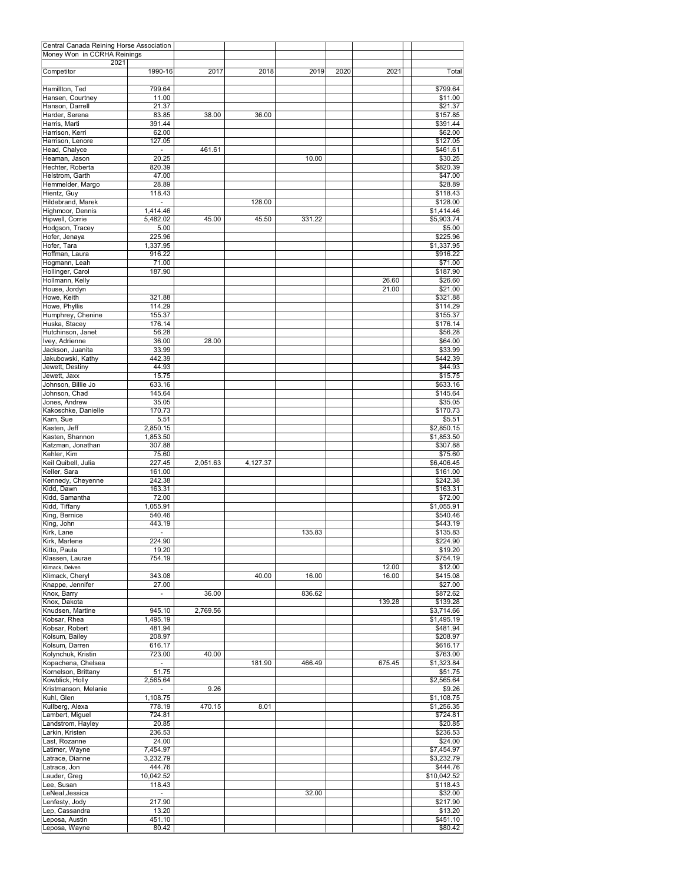| Central Canada Reining Horse Association | | | | | | | |
|---|---|---|---|---|---|---|---|
| Money Won in CCRHA Reinings | | | | | | | |
| 2021 | | | | | | | |
| Competitor | 1990-16 | 2017 | 2018 | 2019 | 2020 | 2021 | Total |
| Hamillton, Ted | 799.64 | | | | | | $799.64 |
| Hansen, Courtney | 11.00 | | | | | | $11.00 |
| Hanson, Darrell | 21.37 | | | | | | $21.37 |
| Harder, Serena | 83.85 | 38.00 | 36.00 | | | | $157.85 |
| Harris, Marti | 391.44 | | | | | | $391.44 |
| Harrison, Kerri | 62.00 | | | | | | $62.00 |
| Harrison, Lenore | 127.05 | | | | | | $127.05 |
| Head, Chalyce | - | 461.61 | | | | | $461.61 |
| Heaman, Jason | 20.25 | | | 10.00 | | | $30.25 |
| Hechter, Roberta | 820.39 | | | | | | $820.39 |
| Helstrom, Garth | 47.00 | | | | | | $47.00 |
| Hemmelder, Margo | 28.89 | | | | | | $28.89 |
| Hientz, Guy | 118.43 | | | | | | $118.43 |
| Hildebrand, Marek | - | | 128.00 | | | | $128.00 |
| Highmoor, Dennis | 1,414.46 | | | | | | $1,414.46 |
| Hipwell, Corrie | 5,482.02 | 45.00 | 45.50 | 331.22 | | | $5,903.74 |
| Hodgson, Tracey | 5.00 | | | | | | $5.00 |
| Hofer, Jenaya | 225.96 | | | | | | $225.96 |
| Hofer, Tara | 1,337.95 | | | | | | $1,337.95 |
| Hoffman, Laura | 916.22 | | | | | | $916.22 |
| Hogmann, Leah | 71.00 | | | | | | $71.00 |
| Hollinger, Carol | 187.90 | | | | | | $187.90 |
| Hollmann, Kelly | | | | | | 26.60 | $26.60 |
| House, Jordyn | | | | | | 21.00 | $21.00 |
| Howe, Keith | 321.88 | | | | | | $321.88 |
| Howe, Phyllis | 114.29 | | | | | | $114.29 |
| Humphrey, Chenine | 155.37 | | | | | | $155.37 |
| Huska, Stacey | 176.14 | | | | | | $176.14 |
| Hutchinson, Janet | 56.28 | | | | | | $56.28 |
| Ivey, Adrienne | 36.00 | 28.00 | | | | | $64.00 |
| Jackson, Juanita | 33.99 | | | | | | $33.99 |
| Jakubowski, Kathy | 442.39 | | | | | | $442.39 |
| Jewett, Destiny | 44.93 | | | | | | $44.93 |
| Jewett, Jaxx | 15.75 | | | | | | $15.75 |
| Johnson, Billie Jo | 633.16 | | | | | | $633.16 |
| Johnson, Chad | 145.64 | | | | | | $145.64 |
| Jones, Andrew | 35.05 | | | | | | $35.05 |
| Kakoschke, Danielle | 170.73 | | | | | | $170.73 |
| Karn, Sue | 5.51 | | | | | | $5.51 |
| Kasten, Jeff | 2,850.15 | | | | | | $2,850.15 |
| Kasten, Shannon | 1,853.50 | | | | | | $1,853.50 |
| Katzman, Jonathan | 307.88 | | | | | | $307.88 |
| Kehler, Kim | 75.60 | | | | | | $75.60 |
| Keil Quibell, Julia | 227.45 | 2,051.63 | 4,127.37 | | | | $6,406.45 |
| Keller, Sara | 161.00 | | | | | | $161.00 |
| Kennedy, Cheyenne | 242.38 | | | | | | $242.38 |
| Kidd, Dawn | 163.31 | | | | | | $163.31 |
| Kidd, Samantha | 72.00 | | | | | | $72.00 |
| Kidd, Tiffany | 1,055.91 | | | | | | $1,055.91 |
| King, Bernice | 540.46 | | | | | | $540.46 |
| King, John | 443.19 | | | | | | $443.19 |
| Kirk, Lane | - | | | 135.83 | | | $135.83 |
| Kirk, Marlene | 224.90 | | | | | | $224.90 |
| Kitto, Paula | 19.20 | | | | | | $19.20 |
| Klassen, Laurae | 754.19 | | | | | | $754.19 |
| Klimack, Delven | | | | | | 12.00 | $12.00 |
| Klimack, Cheryl | 343.08 | | 40.00 | 16.00 | | 16.00 | $415.08 |
| Knappe, Jennifer | 27.00 | | | | | | $27.00 |
| Knox, Barry | - | 36.00 | | 836.62 | | | $872.62 |
| Knox, Dakota | | | | | | 139.28 | $139.28 |
| Knudsen, Martine | 945.10 | 2,769.56 | | | | | $3,714.66 |
| Kobsar, Rhea | 1,495.19 | | | | | | $1,495.19 |
| Kobsar, Robert | 481.94 | | | | | | $481.94 |
| Kolsum, Bailey | 208.97 | | | | | | $208.97 |
| Kolsum, Darren | 616.17 | | | | | | $616.17 |
| Kolynchuk, Kristin | 723.00 | 40.00 | | | | | $763.00 |
| Kopachena, Chelsea | - | | 181.90 | 466.49 | | 675.45 | $1,323.84 |
| Kornelson, Brittany | 51.75 | | | | | | $51.75 |
| Kowblick, Holly | 2,565.64 | | | | | | $2,565.64 |
| Kristmanson, Melanie | - | 9.26 | | | | | $9.26 |
| Kuhl, Glen | 1,108.75 | | | | | | $1,108.75 |
| Kullberg, Alexa | 778.19 | 470.15 | 8.01 | | | | $1,256.35 |
| Lambert, Miguel | 724.81 | | | | | | $724.81 |
| Landstrom, Hayley | 20.85 | | | | | | $20.85 |
| Larkin, Kristen | 236.53 | | | | | | $236.53 |
| Last, Rozanne | 24.00 | | | | | | $24.00 |
| Latimer, Wayne | 7,454.97 | | | | | | $7,454.97 |
| Latrace, Dianne | 3,232.79 | | | | | | $3,232.79 |
| Latrace, Jon | 444.76 | | | | | | $444.76 |
| Lauder, Greg | 10,042.52 | | | | | | $10,042.52 |
| Lee, Susan | 118.43 | | | | | | $118.43 |
| LeNeal,Jessica | - | | | 32.00 | | | $32.00 |
| Lenfesty, Jody | 217.90 | | | | | | $217.90 |
| Lep, Cassandra | 13.20 | | | | | | $13.20 |
| Leposa, Austin | 451.10 | | | | | | $451.10 |
| Leposa, Wayne | 80.42 | | | | | | $80.42 |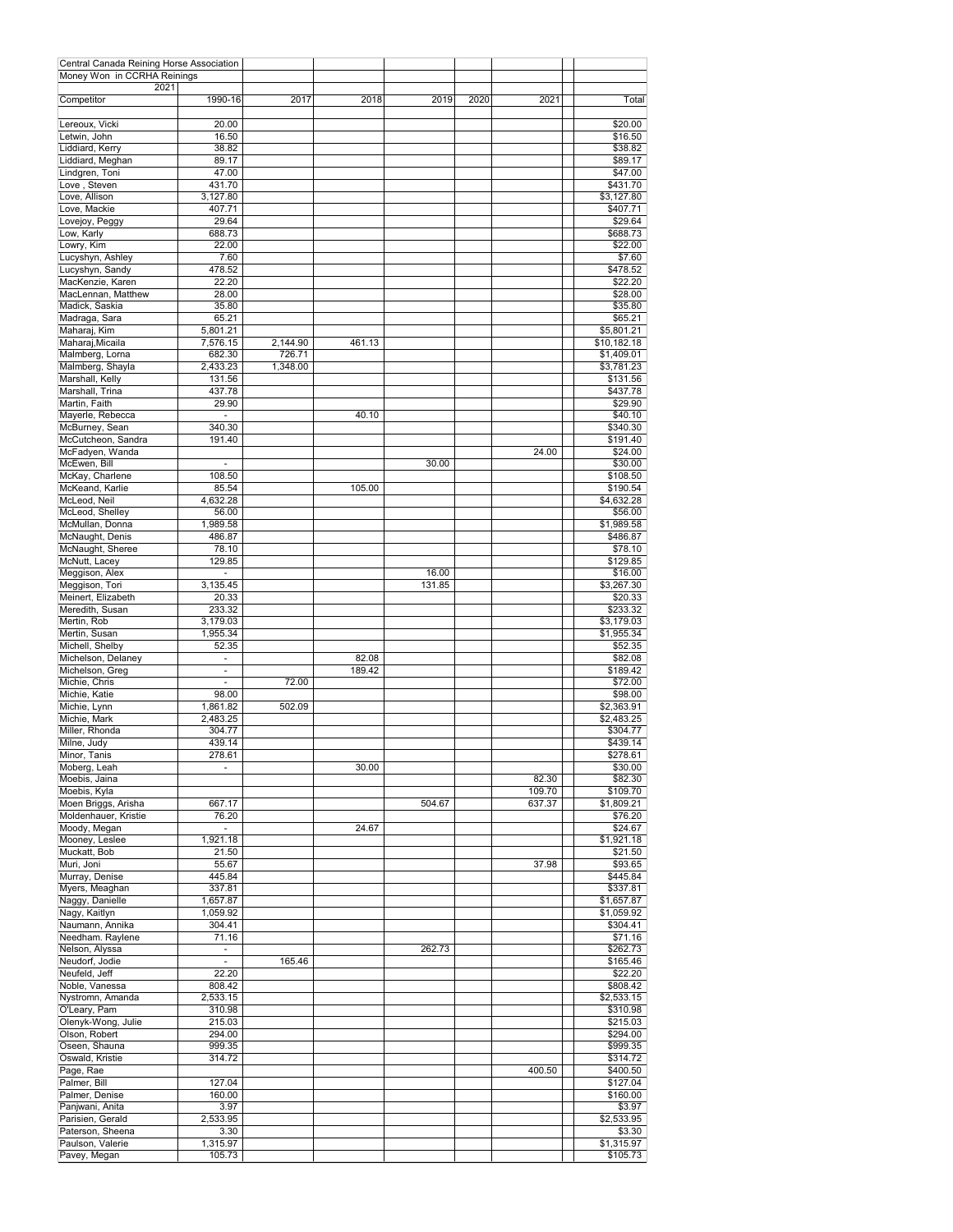| Central Canada Reining Horse Association | | | | | | | |
|---|---|---|---|---|---|---|---|
| Money Won in CCRHA Reinings | | | | | | | |
| 2021 | | | | | | | |
| Competitor | 1990-16 | 2017 | 2018 | 2019 | 2020 | 2021 | Total |
| Lereoux, Vicki | 20.00 | | | | | | $20.00 |
| Letwin, John | 16.50 | | | | | | $16.50 |
| Liddiard, Kerry | 38.82 | | | | | | $38.82 |
| Liddiard, Meghan | 89.17 | | | | | | $89.17 |
| Lindgren, Toni | 47.00 | | | | | | $47.00 |
| Love , Steven | 431.70 | | | | | | $431.70 |
| Love, Allison | 3,127.80 | | | | | | $3,127.80 |
| Love, Mackie | 407.71 | | | | | | $407.71 |
| Lovejoy, Peggy | 29.64 | | | | | | $29.64 |
| Low, Karly | 688.73 | | | | | | $688.73 |
| Lowry, Kim | 22.00 | | | | | | $22.00 |
| Lucyshyn, Ashley | 7.60 | | | | | | $7.60 |
| Lucyshyn, Sandy | 478.52 | | | | | | $478.52 |
| MacKenzie, Karen | 22.20 | | | | | | $22.20 |
| MacLennan, Matthew | 28.00 | | | | | | $28.00 |
| Madick, Saskia | 35.80 | | | | | | $35.80 |
| Madraga, Sara | 65.21 | | | | | | $65.21 |
| Maharaj, Kim | 5,801.21 | | | | | | $5,801.21 |
| Maharaj,Micaila | 7,576.15 | 2,144.90 | 461.13 | | | | $10,182.18 |
| Malmberg, Lorna | 682.30 | 726.71 | | | | | $1,409.01 |
| Malmberg, Shayla | 2,433.23 | 1,348.00 | | | | | $3,781.23 |
| Marshall, Kelly | 131.56 | | | | | | $131.56 |
| Marshall, Trina | 437.78 | | | | | | $437.78 |
| Martin, Faith | 29.90 | | | | | | $29.90 |
| Mayerle, Rebecca | - | | 40.10 | | | | $40.10 |
| McBurney, Sean | 340.30 | | | | | | $340.30 |
| McCutcheon, Sandra | 191.40 | | | | | | $191.40 |
| McFadyen, Wanda | | | | | | 24.00 | $24.00 |
| McEwen, Bill | - | | | 30.00 | | | $30.00 |
| McKay, Charlene | 108.50 | | | | | | $108.50 |
| McKeand, Karlie | 85.54 | | 105.00 | | | | $190.54 |
| McLeod, Neil | 4,632.28 | | | | | | $4,632.28 |
| McLeod, Shelley | 56.00 | | | | | | $56.00 |
| McMullan, Donna | 1,989.58 | | | | | | $1,989.58 |
| McNaught, Denis | 486.87 | | | | | | $486.87 |
| McNaught, Sheree | 78.10 | | | | | | $78.10 |
| McNutt, Lacey | 129.85 | | | | | | $129.85 |
| Meggison, Alex | - | | | 16.00 | | | $16.00 |
| Meggison, Tori | 3,135.45 | | | 131.85 | | | $3,267.30 |
| Meinert, Elizabeth | 20.33 | | | | | | $20.33 |
| Meredith, Susan | 233.32 | | | | | | $233.32 |
| Mertin, Rob | 3,179.03 | | | | | | $3,179.03 |
| Mertin, Susan | 1,955.34 | | | | | | $1,955.34 |
| Michell, Shelby | 52.35 | | | | | | $52.35 |
| Michelson, Delaney | - | | 82.08 | | | | $82.08 |
| Michelson, Greg | - | | 189.42 | | | | $189.42 |
| Michie, Chris | - | 72.00 | | | | | $72.00 |
| Michie, Katie | 98.00 | | | | | | $98.00 |
| Michie, Lynn | 1,861.82 | 502.09 | | | | | $2,363.91 |
| Michie, Mark | 2,483.25 | | | | | | $2,483.25 |
| Miller, Rhonda | 304.77 | | | | | | $304.77 |
| Milne, Judy | 439.14 | | | | | | $439.14 |
| Minor, Tanis | 278.61 | | | | | | $278.61 |
| Moberg, Leah | - | | 30.00 | | | | $30.00 |
| Moebis, Jaina | | | | | | 82.30 | $82.30 |
| Moebis, Kyla | | | | | | 109.70 | $109.70 |
| Moen Briggs, Arisha | 667.17 | | | 504.67 | | 637.37 | $1,809.21 |
| Moldenhauer, Kristie | 76.20 | | | | | | $76.20 |
| Moody, Megan | - | | 24.67 | | | | $24.67 |
| Mooney, Leslee | 1,921.18 | | | | | | $1,921.18 |
| Muckatt, Bob | 21.50 | | | | | | $21.50 |
| Muri, Joni | 55.67 | | | | | 37.98 | $93.65 |
| Murray, Denise | 445.84 | | | | | | $445.84 |
| Myers, Meaghan | 337.81 | | | | | | $337.81 |
| Naggy, Danielle | 1,657.87 | | | | | | $1,657.87 |
| Nagy, Kaitlyn | 1,059.92 | | | | | | $1,059.92 |
| Naumann, Annika | 304.41 | | | | | | $304.41 |
| Needham. Raylene | 71.16 | | | | | | $71.16 |
| Nelson, Alyssa | - | | | 262.73 | | | $262.73 |
| Neudorf, Jodie | - | 165.46 | | | | | $165.46 |
| Neufeld, Jeff | 22.20 | | | | | | $22.20 |
| Noble, Vanessa | 808.42 | | | | | | $808.42 |
| Nystromn, Amanda | 2,533.15 | | | | | | $2,533.15 |
| O'Leary, Pam | 310.98 | | | | | | $310.98 |
| Olenyk-Wong, Julie | 215.03 | | | | | | $215.03 |
| Olson, Robert | 294.00 | | | | | | $294.00 |
| Oseen, Shauna | 999.35 | | | | | | $999.35 |
| Oswald, Kristie | 314.72 | | | | | | $314.72 |
| Page, Rae | | | | | | 400.50 | $400.50 |
| Palmer, Bill | 127.04 | | | | | | $127.04 |
| Palmer, Denise | 160.00 | | | | | | $160.00 |
| Panjwani, Anita | 3.97 | | | | | | $3.97 |
| Parisien, Gerald | 2,533.95 | | | | | | $2,533.95 |
| Paterson, Sheena | 3.30 | | | | | | $3.30 |
| Paulson, Valerie | 1,315.97 | | | | | | $1,315.97 |
| Pavey, Megan | 105.73 | | | | | | $105.73 |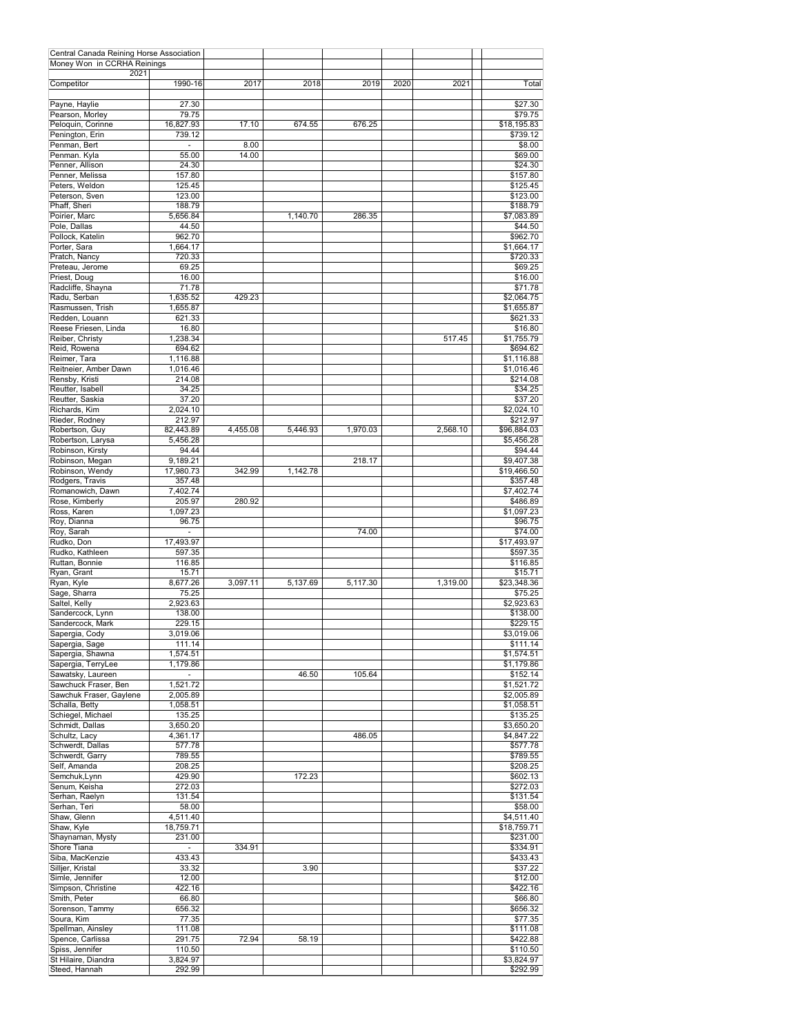| Central Canada Reining Horse Association | | | | | | | |
|---|---|---|---|---|---|---|---|
| Money Won in CCRHA Reinings | | | | | | | |
| 2021 | | | | | | | |
| Competitor | 1990-16 | 2017 | 2018 | 2019 | 2020 | 2021 | Total |
| Payne, Haylie | 27.30 | | | | | | $27.30 |
| Pearson, Morley | 79.75 | | | | | | $79.75 |
| Peloquin, Corinne | 16,827.93 | 17.10 | 674.55 | 676.25 | | | $18,195.83 |
| Penington, Erin | 739.12 | | | | | | $739.12 |
| Penman, Bert | - | 8.00 | | | | | $8.00 |
| Penman. Kyla | 55.00 | 14.00 | | | | | $69.00 |
| Penner, Allison | 24.30 | | | | | | $24.30 |
| Penner, Melissa | 157.80 | | | | | | $157.80 |
| Peters, Weldon | 125.45 | | | | | | $125.45 |
| Peterson, Sven | 123.00 | | | | | | $123.00 |
| Phaff, Sheri | 188.79 | | | | | | $188.79 |
| Poirier, Marc | 5,656.84 | | 1,140.70 | 286.35 | | | $7,083.89 |
| Pole, Dallas | 44.50 | | | | | | $44.50 |
| Pollock, Katelin | 962.70 | | | | | | $962.70 |
| Porter, Sara | 1,664.17 | | | | | | $1,664.17 |
| Pratch, Nancy | 720.33 | | | | | | $720.33 |
| Preteau, Jerome | 69.25 | | | | | | $69.25 |
| Priest, Doug | 16.00 | | | | | | $16.00 |
| Radcliffe, Shayna | 71.78 | | | | | | $71.78 |
| Radu, Serban | 1,635.52 | 429.23 | | | | | $2,064.75 |
| Rasmussen, Trish | 1,655.87 | | | | | | $1,655.87 |
| Redden, Louann | 621.33 | | | | | | $621.33 |
| Reese Friesen, Linda | 16.80 | | | | | | $16.80 |
| Reiber, Christy | 1,238.34 | | | | | 517.45 | $1,755.79 |
| Reid, Rowena | 694.62 | | | | | | $694.62 |
| Reimer, Tara | 1,116.88 | | | | | | $1,116.88 |
| Reitneier, Amber Dawn | 1,016.46 | | | | | | $1,016.46 |
| Rensby, Kristi | 214.08 | | | | | | $214.08 |
| Reutter, Isabell | 34.25 | | | | | | $34.25 |
| Reutter, Saskia | 37.20 | | | | | | $37.20 |
| Richards, Kim | 2,024.10 | | | | | | $2,024.10 |
| Rieder, Rodney | 212.97 | | | | | | $212.97 |
| Robertson, Guy | 82,443.89 | 4,455.08 | 5,446.93 | 1,970.03 | | 2,568.10 | $96,884.03 |
| Robertson, Larysa | 5,456.28 | | | | | | $5,456.28 |
| Robinson, Kirsty | 94.44 | | | | | | $94.44 |
| Robinson, Megan | 9,189.21 | | | 218.17 | | | $9,407.38 |
| Robinson, Wendy | 17,980.73 | 342.99 | 1,142.78 | | | | $19,466.50 |
| Rodgers, Travis | 357.48 | | | | | | $357.48 |
| Romanowich, Dawn | 7,402.74 | | | | | | $7,402.74 |
| Rose, Kimberly | 205.97 | 280.92 | | | | | $486.89 |
| Ross, Karen | 1,097.23 | | | | | | $1,097.23 |
| Roy, Dianna | 96.75 | | | | | | $96.75 |
| Roy, Sarah | - | | | 74.00 | | | $74.00 |
| Rudko, Don | 17,493.97 | | | | | | $17,493.97 |
| Rudko, Kathleen | 597.35 | | | | | | $597.35 |
| Ruttan, Bonnie | 116.85 | | | | | | $116.85 |
| Ryan, Grant | 15.71 | | | | | | $15.71 |
| Ryan, Kyle | 8,677.26 | 3,097.11 | 5,137.69 | 5,117.30 | | 1,319.00 | $23,348.36 |
| Sage, Sharra | 75.25 | | | | | | $75.25 |
| Saltel, Kelly | 2,923.63 | | | | | | $2,923.63 |
| Sandercock, Lynn | 138.00 | | | | | | $138.00 |
| Sandercock, Mark | 229.15 | | | | | | $229.15 |
| Sapergia, Cody | 3,019.06 | | | | | | $3,019.06 |
| Sapergia, Sage | 111.14 | | | | | | $111.14 |
| Sapergia, Shawna | 1,574.51 | | | | | | $1,574.51 |
| Sapergia, TerryLee | 1,179.86 | | | | | | $1,179.86 |
| Sawatsky, Laureen | - | | 46.50 | 105.64 | | | $152.14 |
| Sawchuck Fraser, Ben | 1,521.72 | | | | | | $1,521.72 |
| Sawchuk Fraser, Gaylene | 2,005.89 | | | | | | $2,005.89 |
| Schalla, Betty | 1,058.51 | | | | | | $1,058.51 |
| Schiegel, Michael | 135.25 | | | | | | $135.25 |
| Schmidt, Dallas | 3,650.20 | | | | | | $3,650.20 |
| Schultz, Lacy | 4,361.17 | | | 486.05 | | | $4,847.22 |
| Schwerdt, Dallas | 577.78 | | | | | | $577.78 |
| Schwerdt, Garry | 789.55 | | | | | | $789.55 |
| Self, Amanda | 208.25 | | | | | | $208.25 |
| Semchuk,Lynn | 429.90 | | 172.23 | | | | $602.13 |
| Senum, Keisha | 272.03 | | | | | | $272.03 |
| Serhan, Raelyn | 131.54 | | | | | | $131.54 |
| Serhan, Teri | 58.00 | | | | | | $58.00 |
| Shaw, Glenn | 4,511.40 | | | | | | $4,511.40 |
| Shaw, Kyle | 18,759.71 | | | | | | $18,759.71 |
| Shaynaman, Mysty | 231.00 | | | | | | $231.00 |
| Shore Tiana | - | 334.91 | | | | | $334.91 |
| Siba, MacKenzie | 433.43 | | | | | | $433.43 |
| Silljer, Kristal | 33.32 | | 3.90 | | | | $37.22 |
| Simle, Jennifer | 12.00 | | | | | | $12.00 |
| Simpson, Christine | 422.16 | | | | | | $422.16 |
| Smith, Peter | 66.80 | | | | | | $66.80 |
| Sorenson, Tammy | 656.32 | | | | | | $656.32 |
| Soura, Kim | 77.35 | | | | | | $77.35 |
| Spellman, Ainsley | 111.08 | | | | | | $111.08 |
| Spence, Carlissa | 291.75 | 72.94 | 58.19 | | | | $422.88 |
| Spiss, Jennifer | 110.50 | | | | | | $110.50 |
| St Hilaire, Diandra | 3,824.97 | | | | | | $3,824.97 |
| Steed, Hannah | 292.99 | | | | | | $292.99 |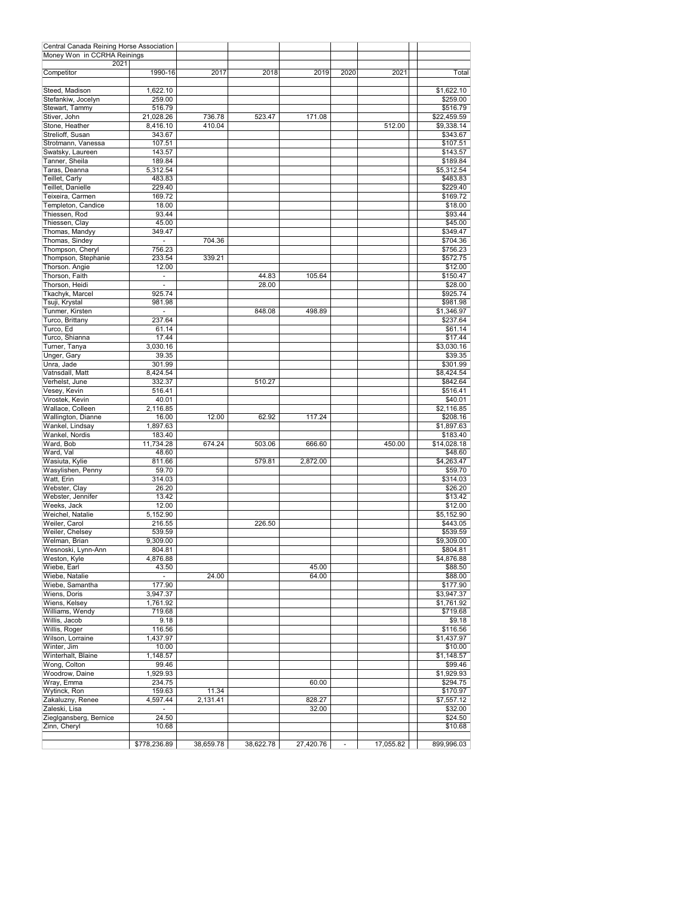| Central Canada Reining Horse Association | | | | | | | |
|---|---|---|---|---|---|---|---|
| Money Won in CCRHA Reinings | | | | | | | |
| 2021 | | | | | | | |
| Competitor | 1990-16 | 2017 | 2018 | 2019 | 2020 | 2021 | Total |
| Steed, Madison | 1,622.10 | | | | | | $1,622.10 |
| Stefankiw, Jocelyn | 259.00 | | | | | | $259.00 |
| Stewart, Tammy | 516.79 | | | | | | $516.79 |
| Stiver, John | 21,028.26 | 736.78 | 523.47 | 171.08 | | | $22,459.59 |
| Stone, Heather | 8,416.10 | 410.04 | | | | 512.00 | $9,338.14 |
| Strelioff, Susan | 343.67 | | | | | | $343.67 |
| Strotmann, Vanessa | 107.51 | | | | | | $107.51 |
| Swatsky, Laureen | 143.57 | | | | | | $143.57 |
| Tanner, Sheila | 189.84 | | | | | | $189.84 |
| Taras, Deanna | 5,312.54 | | | | | | $5,312.54 |
| Teillet, Carly | 483.83 | | | | | | $483.83 |
| Teillet, Danielle | 229.40 | | | | | | $229.40 |
| Teixeira, Carmen | 169.72 | | | | | | $169.72 |
| Templeton, Candice | 18.00 | | | | | | $18.00 |
| Thiessen, Rod | 93.44 | | | | | | $93.44 |
| Thiessen, Clay | 45.00 | | | | | | $45.00 |
| Thomas, Mandyy | 349.47 | | | | | | $349.47 |
| Thomas, Sindey | - | 704.36 | | | | | $704.36 |
| Thompson, Cheryl | 756.23 | | | | | | $756.23 |
| Thompson, Stephanie | 233.54 | 339.21 | | | | | $572.75 |
| Thorson. Angie | 12.00 | | | | | | $12.00 |
| Thorson, Faith | - | | 44.83 | 105.64 | | | $150.47 |
| Thorson, Heidi | - | | 28.00 | | | | $28.00 |
| Tkachyk, Marcel | 925.74 | | | | | | $925.74 |
| Tsuji, Krystal | 981.98 | | | | | | $981.98 |
| Tunmer, Kirsten | - | | 848.08 | 498.89 | | | $1,346.97 |
| Turco, Brittany | 237.64 | | | | | | $237.64 |
| Turco, Ed | 61.14 | | | | | | $61.14 |
| Turco, Shianna | 17.44 | | | | | | $17.44 |
| Turner, Tanya | 3,030.16 | | | | | | $3,030.16 |
| Unger, Gary | 39.35 | | | | | | $39.35 |
| Unra, Jade | 301.99 | | | | | | $301.99 |
| Vatnsdall, Matt | 8,424.54 | | | | | | $8,424.54 |
| Verhelst, June | 332.37 | | 510.27 | | | | $842.64 |
| Vesey, Kevin | 516.41 | | | | | | $516.41 |
| Virostek, Kevin | 40.01 | | | | | | $40.01 |
| Wallace, Colleen | 2,116.85 | | | | | | $2,116.85 |
| Wallington, Dianne | 16.00 | 12.00 | 62.92 | 117.24 | | | $208.16 |
| Wankel, Lindsay | 1,897.63 | | | | | | $1,897.63 |
| Wankel, Nordis | 183.40 | | | | | | $183.40 |
| Ward, Bob | 11,734.28 | 674.24 | 503.06 | 666.60 | | 450.00 | $14,028.18 |
| Ward, Val | 48.60 | | | | | | $48.60 |
| Wasiuta, Kylie | 811.66 | | 579.81 | 2,872.00 | | | $4,263.47 |
| Wasylishen, Penny | 59.70 | | | | | | $59.70 |
| Watt, Erin | 314.03 | | | | | | $314.03 |
| Webster, Clay | 26.20 | | | | | | $26.20 |
| Webster, Jennifer | 13.42 | | | | | | $13.42 |
| Weeks, Jack | 12.00 | | | | | | $12.00 |
| Weichel, Natalie | 5,152.90 | | | | | | $5,152.90 |
| Weiler, Carol | 216.55 | | 226.50 | | | | $443.05 |
| Weiler, Chelsey | 539.59 | | | | | | $539.59 |
| Welman, Brian | 9,309.00 | | | | | | $9,309.00 |
| Wesnoski, Lynn-Ann | 804.81 | | | | | | $804.81 |
| Weston, Kyle | 4,876.88 | | | | | | $4,876.88 |
| Wiebe, Earl | 43.50 | | | 45.00 | | | $88.50 |
| Wiebe, Natalie | - | 24.00 | | 64.00 | | | $88.00 |
| Wiebe, Samantha | 177.90 | | | | | | $177.90 |
| Wiens, Doris | 3,947.37 | | | | | | $3,947.37 |
| Wiens, Kelsey | 1,761.92 | | | | | | $1,761.92 |
| Williams, Wendy | 719.68 | | | | | | $719.68 |
| Willis, Jacob | 9.18 | | | | | | $9.18 |
| Willis, Roger | 116.56 | | | | | | $116.56 |
| Wilson, Lorraine | 1,437.97 | | | | | | $1,437.97 |
| Winter, Jim | 10.00 | | | | | | $10.00 |
| Winterhalt, Blaine | 1,148.57 | | | | | | $1,148.57 |
| Wong, Colton | 99.46 | | | | | | $99.46 |
| Woodrow, Daine | 1,929.93 | | | | | | $1,929.93 |
| Wray, Emma | 234.75 | | | 60.00 | | | $294.75 |
| Wytinck, Ron | 159.63 | 11.34 | | | | | $170.97 |
| Zakaluzny, Renee | 4,597.44 | 2,131.41 | | 828.27 | | | $7,557.12 |
| Zaleski, Lisa | - | | | 32.00 | | | $32.00 |
| Zieglgansberg, Bernice | 24.50 | | | | | | $24.50 |
| Zinn, Cheryl | 10.68 | | | | | | $10.68 |
| | $778,236.89 | 38,659.78 | 38,622.78 | 27,420.76 | - | 17,055.82 | 899,996.03 |